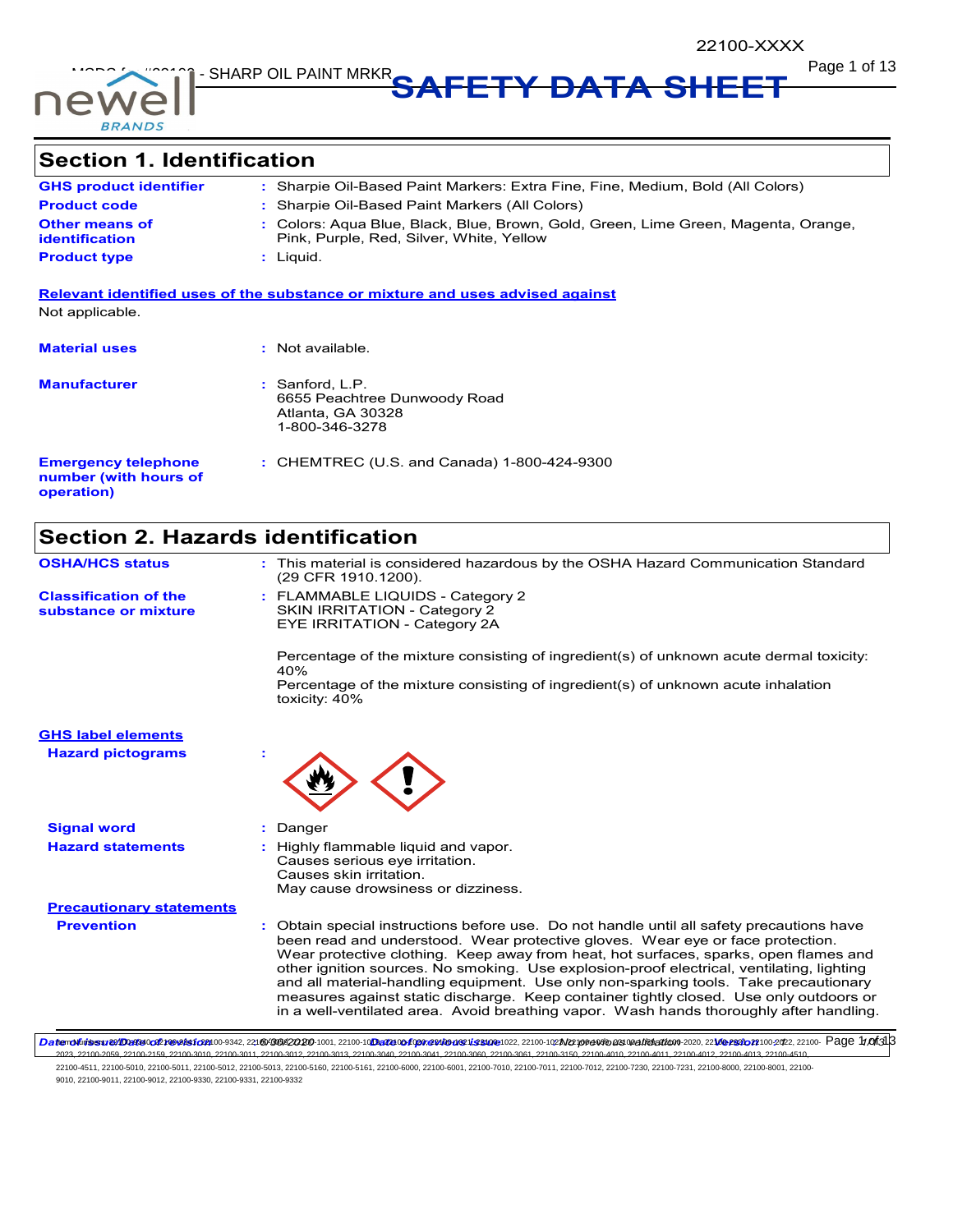# SAFETY DATA SHEET

## Section 1. Identification

**GHS product identifier** : Sharpie Oil-Based Paint Markers: Extra Fine, Fine, Medium, Bold (All Colors)

**Product code** : Sharpie Oil-Based Paint Markers (All Colors)

**Other means of identification** : Colors: Aqua Blue, Black, Blue, Brown, Gold, Green, Lime Green, Magenta, Orange, Pink, Purple, Red, Silver, White, Yellow

**Product type** : Liquid.

**Relevant identified uses of the substance or mixture and uses advised against**

Not applicable.

**Material uses** : Not available.

**Manufacturer** : Sanford, L.P.
6655 Peachtree Dunwoody Road
Atlanta, GA 30328
1-800-346-3278

**Emergency telephone number (with hours of operation)** : CHEMTREC (U.S. and Canada) 1-800-424-9300

## Section 2. Hazards identification

**OSHA/HCS status** : This material is considered hazardous by the OSHA Hazard Communication Standard (29 CFR 1910.1200).

**Classification of the substance or mixture** : FLAMMABLE LIQUIDS - Category 2
SKIN IRRITATION - Category 2
EYE IRRITATION - Category 2A

Percentage of the mixture consisting of ingredient(s) of unknown acute dermal toxicity: 40%
Percentage of the mixture consisting of ingredient(s) of unknown acute inhalation toxicity: 40%

**GHS label elements**

**Hazard pictograms** :

**Signal word** : Danger

**Hazard statements** : Highly flammable liquid and vapor.
Causes serious eye irritation.
Causes skin irritation.
May cause drowsiness or dizziness.

**Precautionary statements**

**Prevention** : Obtain special instructions before use. Do not handle until all safety precautions have been read and understood. Wear protective gloves. Wear eye or face protection. Wear protective clothing. Keep away from heat, hot surfaces, sparks, open flames and other ignition sources. No smoking. Use explosion-proof electrical, ventilating, lighting and all material-handling equipment. Use only non-sparking tools. Take precautionary measures against static discharge. Keep container tightly closed. Use only outdoors or in a well-ventilated area. Avoid breathing vapor. Wash hands thoroughly after handling.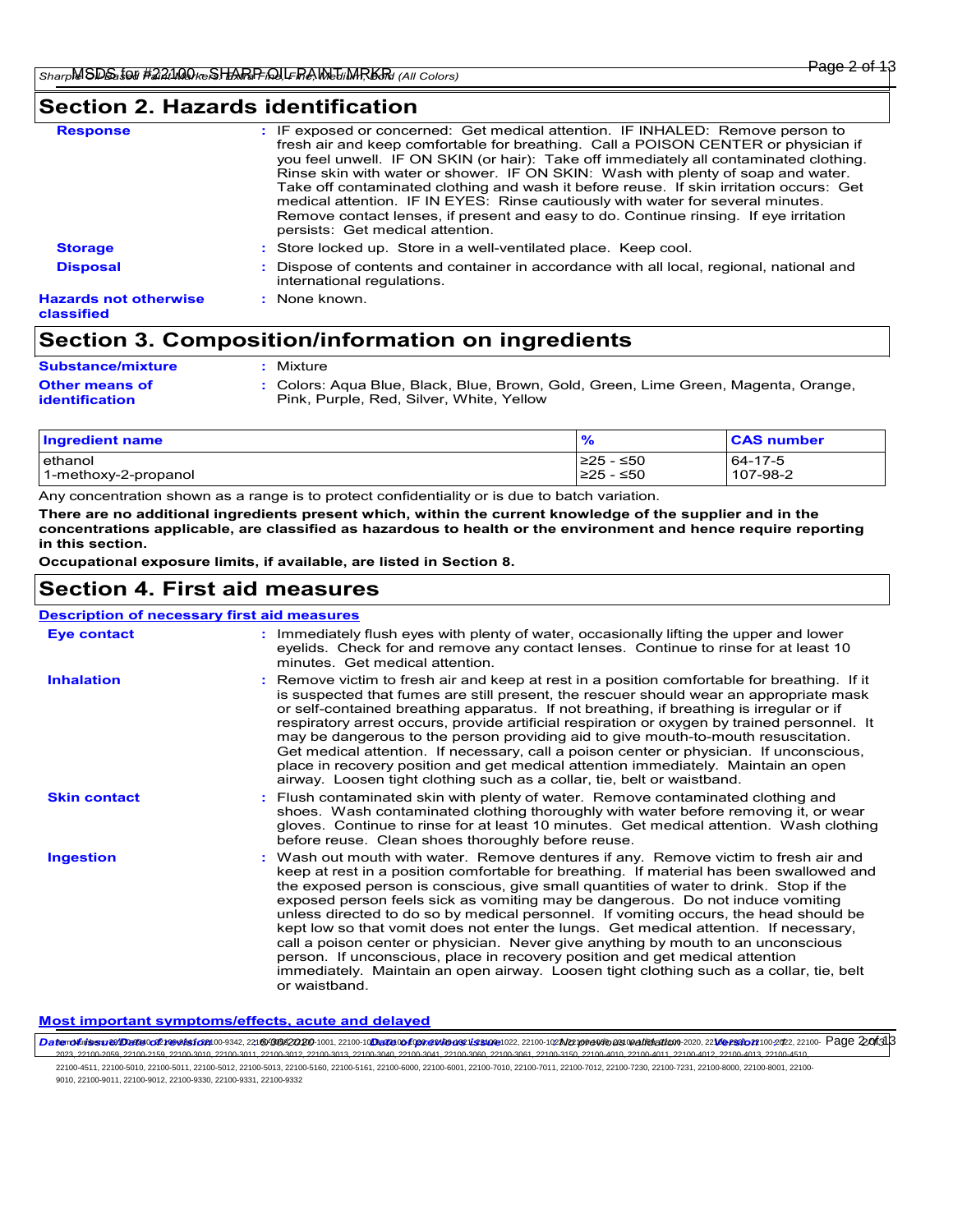## Section 2. Hazards identification

**Response** : IF exposed or concerned: Get medical attention. IF INHALED: Remove person to fresh air and keep comfortable for breathing. Call a POISON CENTER or physician if you feel unwell. IF ON SKIN (or hair): Take off immediately all contaminated clothing. Rinse skin with water or shower. IF ON SKIN: Wash with plenty of soap and water. Take off contaminated clothing and wash it before reuse. If skin irritation occurs: Get medical attention. IF IN EYES: Rinse cautiously with water for several minutes. Remove contact lenses, if present and easy to do. Continue rinsing. If eye irritation persists: Get medical attention.

**Storage** : Store locked up. Store in a well-ventilated place. Keep cool.

**Disposal** : Dispose of contents and container in accordance with all local, regional, national and international regulations.

**Hazards not otherwise classified** : None known.

## Section 3. Composition/information on ingredients

**Substance/mixture** : Mixture

**Other means of identification** : Colors: Aqua Blue, Black, Blue, Brown, Gold, Green, Lime Green, Magenta, Orange, Pink, Purple, Red, Silver, White, Yellow

| Ingredient name | % | CAS number |
|---|---|---|
| ethanol | ≥25 - ≤50 | 64-17-5 |
| 1-methoxy-2-propanol | ≥25 - ≤50 | 107-98-2 |

Any concentration shown as a range is to protect confidentiality or is due to batch variation.

**There are no additional ingredients present which, within the current knowledge of the supplier and in the concentrations applicable, are classified as hazardous to health or the environment and hence require reporting in this section.**

**Occupational exposure limits, if available, are listed in Section 8.**

## Section 4. First aid measures

### Description of necessary first aid measures

**Eye contact** : Immediately flush eyes with plenty of water, occasionally lifting the upper and lower eyelids. Check for and remove any contact lenses. Continue to rinse for at least 10 minutes. Get medical attention.

**Inhalation** : Remove victim to fresh air and keep at rest in a position comfortable for breathing. If it is suspected that fumes are still present, the rescuer should wear an appropriate mask or self-contained breathing apparatus. If not breathing, if breathing is irregular or if respiratory arrest occurs, provide artificial respiration or oxygen by trained personnel. It may be dangerous to the person providing aid to give mouth-to-mouth resuscitation. Get medical attention. If necessary, call a poison center or physician. If unconscious, place in recovery position and get medical attention immediately. Maintain an open airway. Loosen tight clothing such as a collar, tie, belt or waistband.

**Skin contact** : Flush contaminated skin with plenty of water. Remove contaminated clothing and shoes. Wash contaminated clothing thoroughly with water before removing it, or wear gloves. Continue to rinse for at least 10 minutes. Get medical attention. Wash clothing before reuse. Clean shoes thoroughly before reuse.

**Ingestion** : Wash out mouth with water. Remove dentures if any. Remove victim to fresh air and keep at rest in a position comfortable for breathing. If material has been swallowed and the exposed person is conscious, give small quantities of water to drink. Stop if the exposed person feels sick as vomiting may be dangerous. Do not induce vomiting unless directed to do so by medical personnel. If vomiting occurs, the head should be kept low so that vomit does not enter the lungs. Get medical attention. If necessary, call a poison center or physician. Never give anything by mouth to an unconscious person. If unconscious, place in recovery position and get medical attention immediately. Maintain an open airway. Loosen tight clothing such as a collar, tie, belt or waistband.

### Most important symptoms/effects, acute and delayed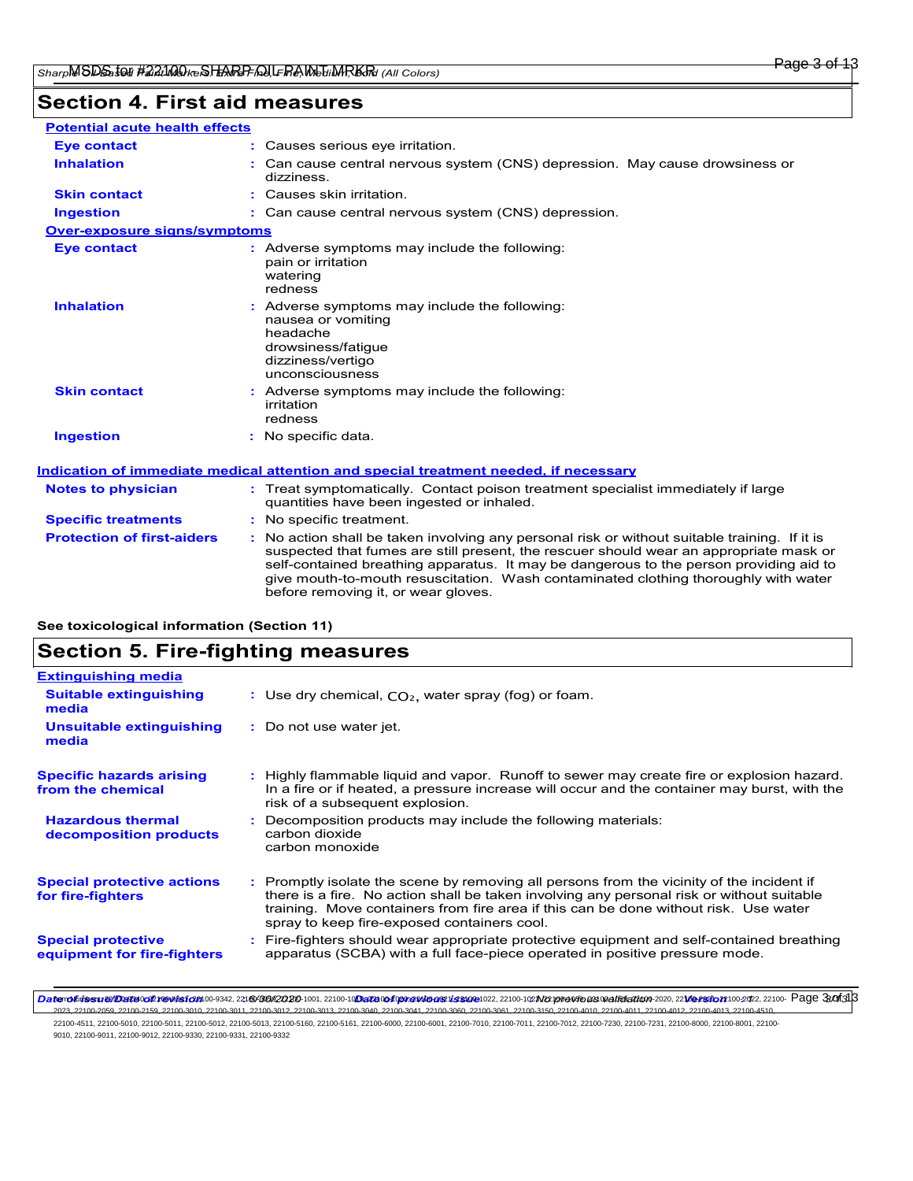## Section 4. First aid measures

**Potential acute health effects**

| | |
|---|---|
| **Eye contact** | Causes serious eye irritation. |
| **Inhalation** | Can cause central nervous system (CNS) depression. May cause drowsiness or dizziness. |
| **Skin contact** | Causes skin irritation. |
| **Ingestion** | Can cause central nervous system (CNS) depression. |

**Over-exposure signs/symptoms**

| | |
|---|---|
| **Eye contact** | Adverse symptoms may include the following:<br>pain or irritation<br>watering<br>redness |
| **Inhalation** | Adverse symptoms may include the following:<br>nausea or vomiting<br>headache<br>drowsiness/fatigue<br>dizziness/vertigo<br>unconsciousness |
| **Skin contact** | Adverse symptoms may include the following:<br>irritation<br>redness |
| **Ingestion** | No specific data. |

**Indication of immediate medical attention and special treatment needed, if necessary**

| | |
|---|---|
| **Notes to physician** | Treat symptomatically. Contact poison treatment specialist immediately if large quantities have been ingested or inhaled. |
| **Specific treatments** | No specific treatment. |
| **Protection of first-aiders** | No action shall be taken involving any personal risk or without suitable training. If it is suspected that fumes are still present, the rescuer should wear an appropriate mask or self-contained breathing apparatus. It may be dangerous to the person providing aid to give mouth-to-mouth resuscitation. Wash contaminated clothing thoroughly with water before removing it, or wear gloves. |

**See toxicological information (Section 11)**

## Section 5. Fire-fighting measures

**Extinguishing media**

| | |
|---|---|
| **Suitable extinguishing media** | Use dry chemical, $CO_2$, water spray (fog) or foam. |
| **Unsuitable extinguishing media** | Do not use water jet. |

| | |
|---|---|
| **Specific hazards arising from the chemical** | Highly flammable liquid and vapor. Runoff to sewer may create fire or explosion hazard. In a fire or if heated, a pressure increase will occur and the container may burst, with the risk of a subsequent explosion. |
| **Hazardous thermal decomposition products** | Decomposition products may include the following materials:<br>carbon dioxide<br>carbon monoxide |
| **Special protective actions for fire-fighters** | Promptly isolate the scene by removing all persons from the vicinity of the incident if there is a fire. No action shall be taken involving any personal risk or without suitable training. Move containers from fire area if this can be done without risk. Use water spray to keep fire-exposed containers cool. |
| **Special protective equipment for fire-fighters** | Fire-fighters should wear appropriate protective equipment and self-contained breathing apparatus (SCBA) with a full face-piece operated in positive pressure mode. |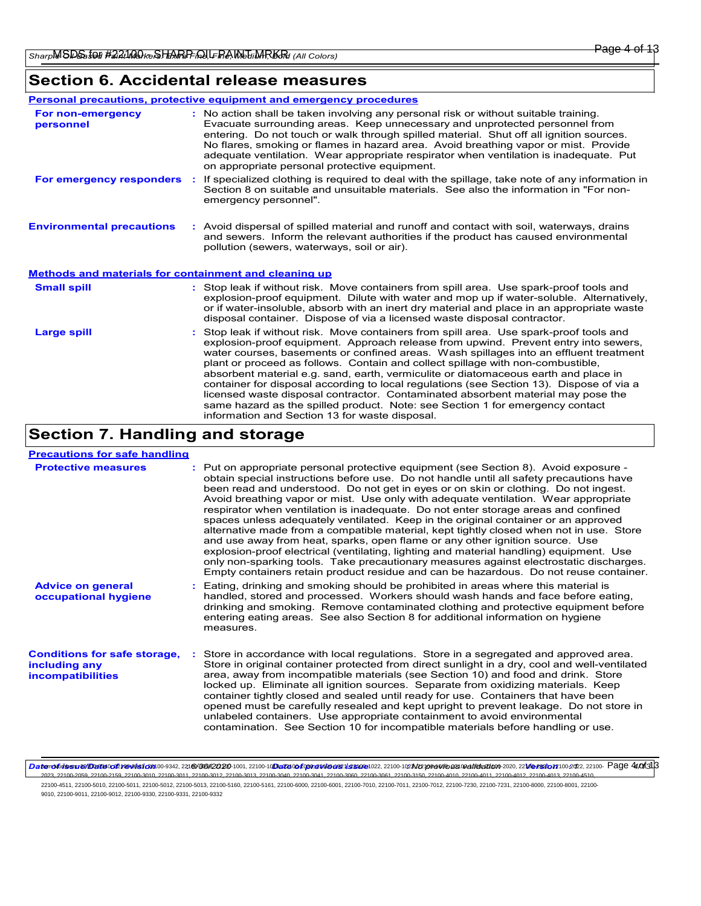## Section 6. Accidental release measures

**Personal precautions, protective equipment and emergency procedures**

**For non-emergency personnel** : No action shall be taken involving any personal risk or without suitable training. Evacuate surrounding areas. Keep unnecessary and unprotected personnel from entering. Do not touch or walk through spilled material. Shut off all ignition sources. No flares, smoking or flames in hazard area. Avoid breathing vapor or mist. Provide adequate ventilation. Wear appropriate respirator when ventilation is inadequate. Put on appropriate personal protective equipment.

**For emergency responders** : If specialized clothing is required to deal with the spillage, take note of any information in Section 8 on suitable and unsuitable materials. See also the information in "For non-emergency personnel".

**Environmental precautions** : Avoid dispersal of spilled material and runoff and contact with soil, waterways, drains and sewers. Inform the relevant authorities if the product has caused environmental pollution (sewers, waterways, soil or air).

**Methods and materials for containment and cleaning up**

**Small spill** : Stop leak if without risk. Move containers from spill area. Use spark-proof tools and explosion-proof equipment. Dilute with water and mop up if water-soluble. Alternatively, or if water-insoluble, absorb with an inert dry material and place in an appropriate waste disposal container. Dispose of via a licensed waste disposal contractor.

**Large spill** : Stop leak if without risk. Move containers from spill area. Use spark-proof tools and explosion-proof equipment. Approach release from upwind. Prevent entry into sewers, water courses, basements or confined areas. Wash spillages into an effluent treatment plant or proceed as follows. Contain and collect spillage with non-combustible, absorbent material e.g. sand, earth, vermiculite or diatomaceous earth and place in container for disposal according to local regulations (see Section 13). Dispose of via a licensed waste disposal contractor. Contaminated absorbent material may pose the same hazard as the spilled product. Note: see Section 1 for emergency contact information and Section 13 for waste disposal.

## Section 7. Handling and storage

**Precautions for safe handling**

**Protective measures** : Put on appropriate personal protective equipment (see Section 8). Avoid exposure - obtain special instructions before use. Do not handle until all safety precautions have been read and understood. Do not get in eyes or on skin or clothing. Do not ingest. Avoid breathing vapor or mist. Use only with adequate ventilation. Wear appropriate respirator when ventilation is inadequate. Do not enter storage areas and confined spaces unless adequately ventilated. Keep in the original container or an approved alternative made from a compatible material, kept tightly closed when not in use. Store and use away from heat, sparks, open flame or any other ignition source. Use explosion-proof electrical (ventilating, lighting and material handling) equipment. Use only non-sparking tools. Take precautionary measures against electrostatic discharges. Empty containers retain product residue and can be hazardous. Do not reuse container.

**Advice on general occupational hygiene** : Eating, drinking and smoking should be prohibited in areas where this material is handled, stored and processed. Workers should wash hands and face before eating, drinking and smoking. Remove contaminated clothing and protective equipment before entering eating areas. See also Section 8 for additional information on hygiene measures.

**Conditions for safe storage, including any incompatibilities** : Store in accordance with local regulations. Store in a segregated and approved area. Store in original container protected from direct sunlight in a dry, cool and well-ventilated area, away from incompatible materials (see Section 10) and food and drink. Store locked up. Eliminate all ignition sources. Separate from oxidizing materials. Keep container tightly closed and sealed until ready for use. Containers that have been opened must be carefully resealed and kept upright to prevent leakage. Do not store in unlabeled containers. Use appropriate containment to avoid environmental contamination. See Section 10 for incompatible materials before handling or use.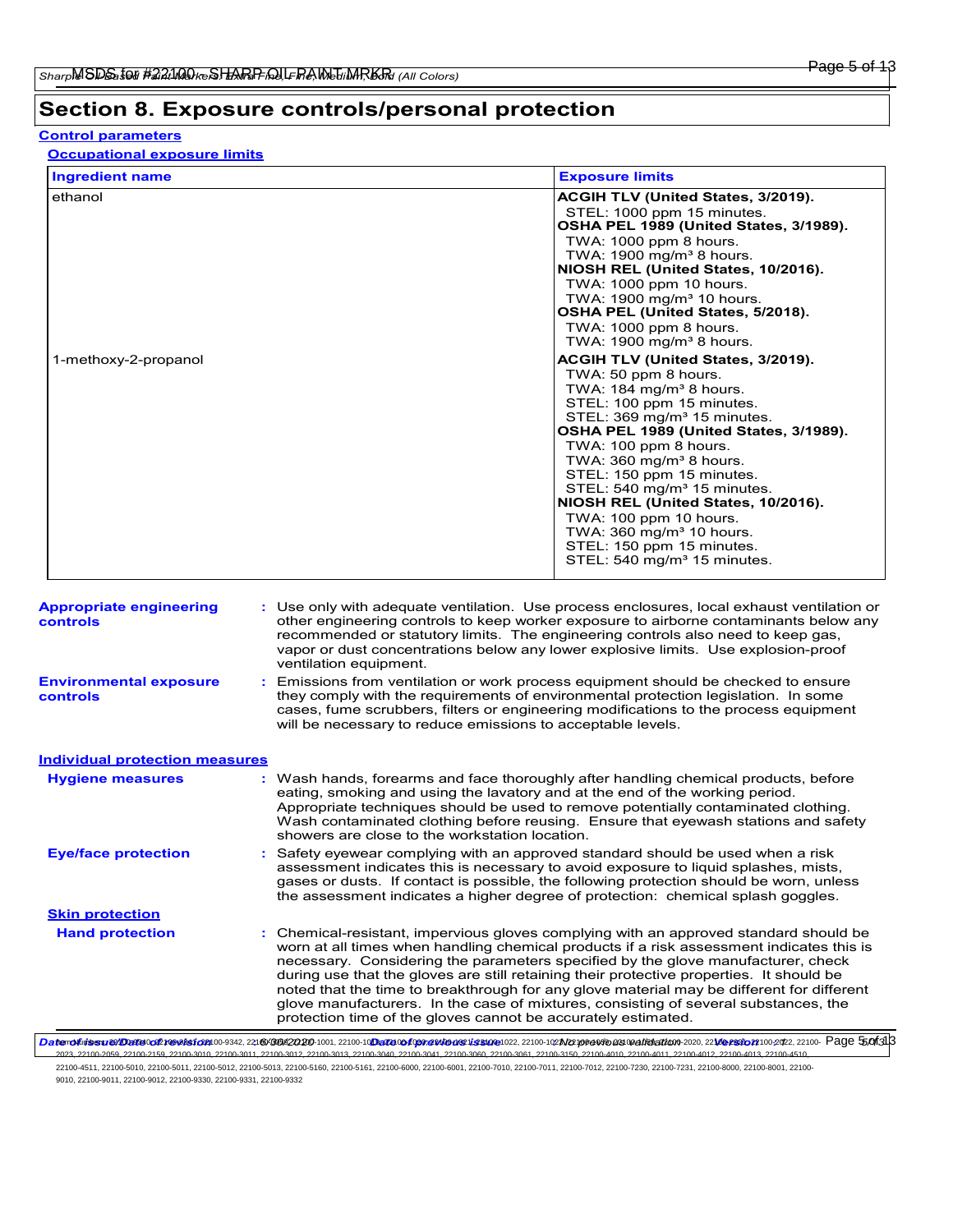## Section 8. Exposure controls/personal protection

### Control parameters

#### Occupational exposure limits

| Ingredient name | Exposure limits |
|---|---|
| ethanol | **ACGIH TLV (United States, 3/2019).**<br>STEL: 1000 ppm 15 minutes.<br>**OSHA PEL 1989 (United States, 3/1989).**<br>TWA: 1000 ppm 8 hours.<br>TWA: 1900 mg/m³ 8 hours.<br>**NIOSH REL (United States, 10/2016).**<br>TWA: 1000 ppm 10 hours.<br>TWA: 1900 mg/m³ 10 hours.<br>**OSHA PEL (United States, 5/2018).**<br>TWA: 1000 ppm 8 hours.<br>TWA: 1900 mg/m³ 8 hours. |
| 1-methoxy-2-propanol | **ACGIH TLV (United States, 3/2019).**<br>TWA: 50 ppm 8 hours.<br>TWA: 184 mg/m³ 8 hours.<br>STEL: 100 ppm 15 minutes.<br>STEL: 369 mg/m³ 15 minutes.<br>**OSHA PEL 1989 (United States, 3/1989).**<br>TWA: 100 ppm 8 hours.<br>TWA: 360 mg/m³ 8 hours.<br>STEL: 150 ppm 15 minutes.<br>STEL: 540 mg/m³ 15 minutes.<br>**NIOSH REL (United States, 10/2016).**<br>TWA: 100 ppm 10 hours.<br>TWA: 360 mg/m³ 10 hours.<br>STEL: 150 ppm 15 minutes.<br>STEL: 540 mg/m³ 15 minutes. |

**Appropriate engineering controls** : Use only with adequate ventilation. Use process enclosures, local exhaust ventilation or other engineering controls to keep worker exposure to airborne contaminants below any recommended or statutory limits. The engineering controls also need to keep gas, vapor or dust concentrations below any lower explosive limits. Use explosion-proof ventilation equipment.

**Environmental exposure controls** : Emissions from ventilation or work process equipment should be checked to ensure they comply with the requirements of environmental protection legislation. In some cases, fume scrubbers, filters or engineering modifications to the process equipment will be necessary to reduce emissions to acceptable levels.

### Individual protection measures

**Hygiene measures** : Wash hands, forearms and face thoroughly after handling chemical products, before eating, smoking and using the lavatory and at the end of the working period. Appropriate techniques should be used to remove potentially contaminated clothing. Wash contaminated clothing before reusing. Ensure that eyewash stations and safety showers are close to the workstation location.

**Eye/face protection** : Safety eyewear complying with an approved standard should be used when a risk assessment indicates this is necessary to avoid exposure to liquid splashes, mists, gases or dusts. If contact is possible, the following protection should be worn, unless the assessment indicates a higher degree of protection: chemical splash goggles.

#### Skin protection

**Hand protection** : Chemical-resistant, impervious gloves complying with an approved standard should be worn at all times when handling chemical products if a risk assessment indicates this is necessary. Considering the parameters specified by the glove manufacturer, check during use that the gloves are still retaining their protective properties. It should be noted that the time to breakthrough for any glove material may be different for different glove manufacturers. In the case of mixtures, consisting of several substances, the protection time of the gloves cannot be accurately estimated.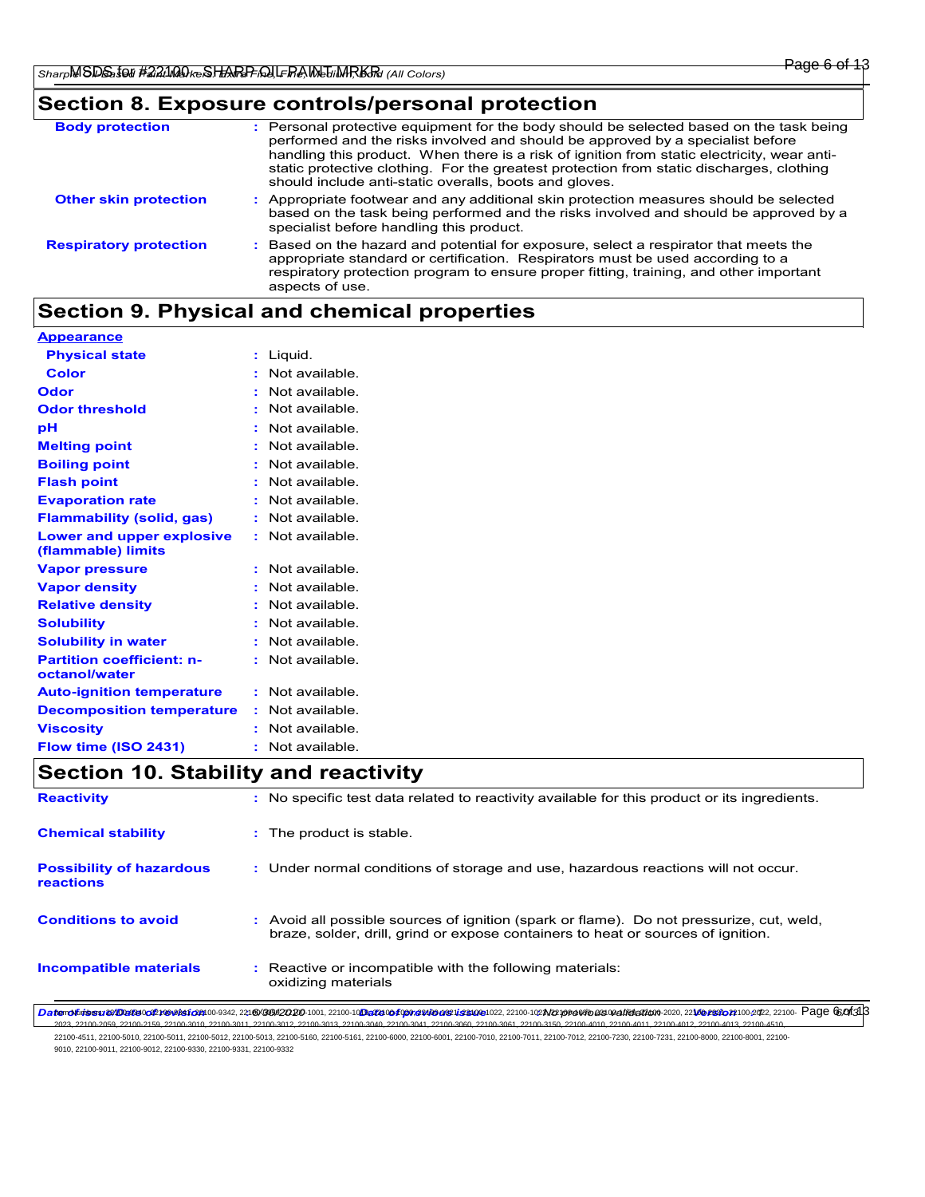## Section 8. Exposure controls/personal protection

| | |
|---|---|
| **Body protection** | : Personal protective equipment for the body should be selected based on the task being performed and the risks involved and should be approved by a specialist before handling this product. When there is a risk of ignition from static electricity, wear anti-static protective clothing. For the greatest protection from static discharges, clothing should include anti-static overalls, boots and gloves. |
| **Other skin protection** | : Appropriate footwear and any additional skin protection measures should be selected based on the task being performed and the risks involved and should be approved by a specialist before handling this product. |
| **Respiratory protection** | : Based on the hazard and potential for exposure, select a respirator that meets the appropriate standard or certification. Respirators must be used according to a respiratory protection program to ensure proper fitting, training, and other important aspects of use. |

## Section 9. Physical and chemical properties

| | |
|---|---|
| **Appearance** | |
| **Physical state** | : Liquid. |
| **Color** | : Not available. |
| **Odor** | : Not available. |
| **Odor threshold** | : Not available. |
| **pH** | : Not available. |
| **Melting point** | : Not available. |
| **Boiling point** | : Not available. |
| **Flash point** | : Not available. |
| **Evaporation rate** | : Not available. |
| **Flammability (solid, gas)** | : Not available. |
| **Lower and upper explosive (flammable) limits** | : Not available. |
| **Vapor pressure** | : Not available. |
| **Vapor density** | : Not available. |
| **Relative density** | : Not available. |
| **Solubility** | : Not available. |
| **Solubility in water** | : Not available. |
| **Partition coefficient: n-octanol/water** | : Not available. |
| **Auto-ignition temperature** | : Not available. |
| **Decomposition temperature** | : Not available. |
| **Viscosity** | : Not available. |
| **Flow time (ISO 2431)** | : Not available. |

## Section 10. Stability and reactivity

| | |
|---|---|
| **Reactivity** | : No specific test data related to reactivity available for this product or its ingredients. |
| **Chemical stability** | : The product is stable. |
| **Possibility of hazardous reactions** | : Under normal conditions of storage and use, hazardous reactions will not occur. |
| **Conditions to avoid** | : Avoid all possible sources of ignition (spark or flame). Do not pressurize, cut, weld, braze, solder, drill, grind or expose containers to heat or sources of ignition. |
| **Incompatible materials** | : Reactive or incompatible with the following materials: oxidizing materials |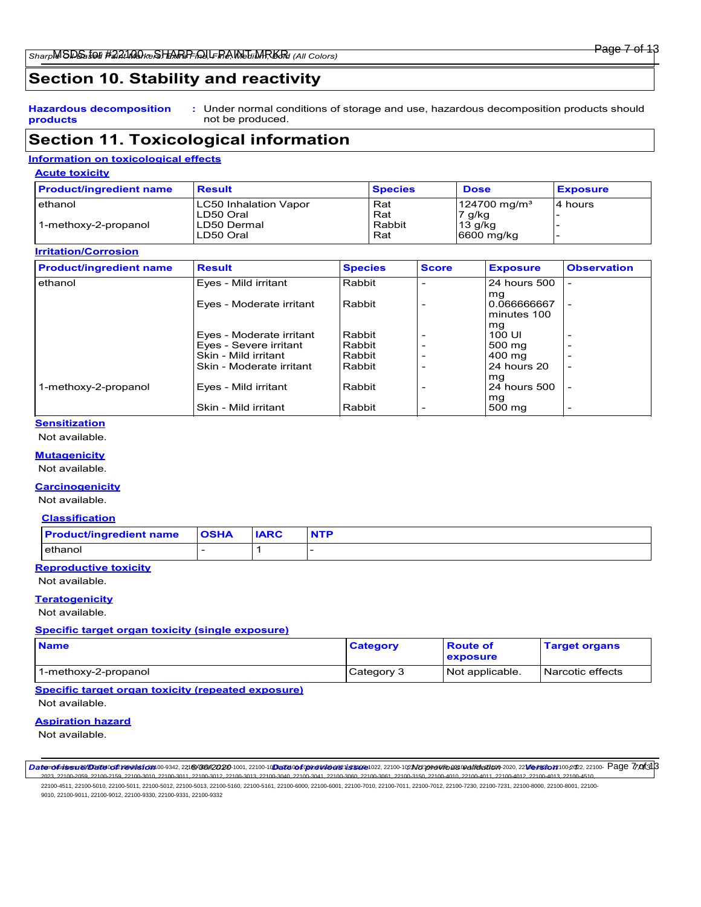## Section 10. Stability and reactivity

**Hazardous decomposition products** : Under normal conditions of storage and use, hazardous decomposition products should not be produced.

## Section 11. Toxicological information

### Information on toxicological effects

#### Acute toxicity

| Product/ingredient name | Result | Species | Dose | Exposure |
|---|---|---|---|---|
| ethanol | LC50 Inhalation Vapor | Rat | 124700 mg/m³ | 4 hours |
| | LD50 Oral | Rat | 7 g/kg | - |
| 1-methoxy-2-propanol | LD50 Dermal | Rabbit | 13 g/kg | - |
| | LD50 Oral | Rat | 6600 mg/kg | - |

#### Irritation/Corrosion

| Product/ingredient name | Result | Species | Score | Exposure | Observation |
|---|---|---|---|---|---|
| ethanol | Eyes - Mild irritant | Rabbit | - | 24 hours 500 mg | - |
| | Eyes - Moderate irritant | Rabbit | - | 0.066666667 minutes 100 mg | - |
| | Eyes - Moderate irritant | Rabbit | - | 100 Ul | - |
| | Eyes - Severe irritant | Rabbit | - | 500 mg | - |
| | Skin - Mild irritant | Rabbit | - | 400 mg | - |
| | Skin - Moderate irritant | Rabbit | - | 24 hours 20 mg | - |
| 1-methoxy-2-propanol | Eyes - Mild irritant | Rabbit | - | 24 hours 500 mg | - |
| | Skin - Mild irritant | Rabbit | - | 500 mg | - |

#### Sensitization

Not available.

#### Mutagenicity

Not available.

#### Carcinogenicity

Not available.

#### Classification

| Product/ingredient name | OSHA | IARC | NTP |
|---|---|---|---|
| ethanol | - | 1 | - |

#### Reproductive toxicity

Not available.

#### Teratogenicity

Not available.

#### Specific target organ toxicity (single exposure)

| Name | Category | Route of exposure | Target organs |
|---|---|---|---|
| 1-methoxy-2-propanol | Category 3 | Not applicable. | Narcotic effects |

#### Specific target organ toxicity (repeated exposure)

Not available.

#### Aspiration hazard

Not available.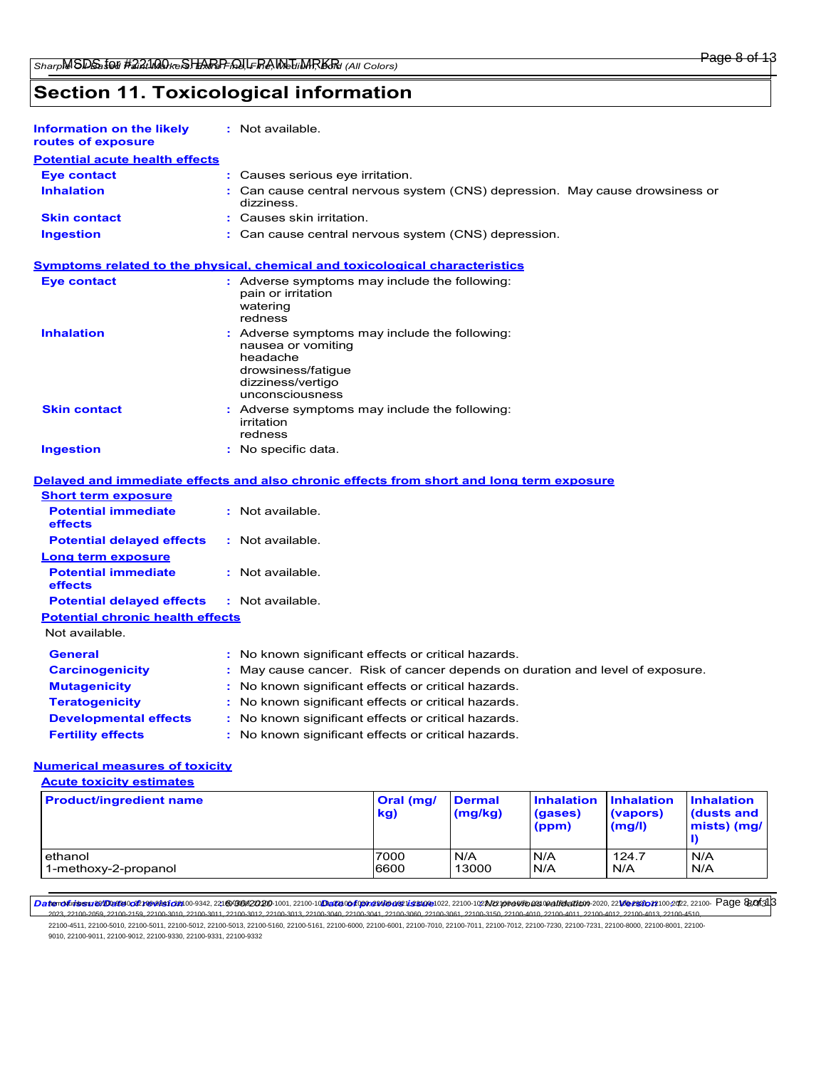## Section 11. Toxicological information

**Information on the likely routes of exposure** : Not available.

**Potential acute health effects**

| | |
|---|---|
| **Eye contact** | : Causes serious eye irritation. |
| **Inhalation** | : Can cause central nervous system (CNS) depression. May cause drowsiness or dizziness. |
| **Skin contact** | : Causes skin irritation. |
| **Ingestion** | : Can cause central nervous system (CNS) depression. |

**Symptoms related to the physical, chemical and toxicological characteristics**

**Eye contact** : Adverse symptoms may include the following:
pain or irritation
watering
redness

**Inhalation** : Adverse symptoms may include the following:
nausea or vomiting
headache
drowsiness/fatigue
dizziness/vertigo
unconsciousness

**Skin contact** : Adverse symptoms may include the following:
irritation
redness

**Ingestion** : No specific data.

**Delayed and immediate effects and also chronic effects from short and long term exposure**

**Short term exposure**

| | |
|---|---|
| **Potential immediate effects** | : Not available. |
| **Potential delayed effects** | : Not available. |

**Long term exposure**

| | |
|---|---|
| **Potential immediate effects** | : Not available. |
| **Potential delayed effects** | : Not available. |

**Potential chronic health effects**

Not available.

| | |
|---|---|
| **General** | : No known significant effects or critical hazards. |
| **Carcinogenicity** | : May cause cancer. Risk of cancer depends on duration and level of exposure. |
| **Mutagenicity** | : No known significant effects or critical hazards. |
| **Teratogenicity** | : No known significant effects or critical hazards. |
| **Developmental effects** | : No known significant effects or critical hazards. |
| **Fertility effects** | : No known significant effects or critical hazards. |

**Numerical measures of toxicity**

**Acute toxicity estimates**

| Product/ingredient name | Oral (mg/kg) | Dermal (mg/kg) | Inhalation (gases) (ppm) | Inhalation (vapors) (mg/l) | Inhalation (dusts and mists) (mg/l) |
|---|---|---|---|---|---|
| ethanol | 7000 | N/A | N/A | 124.7 | N/A |
| 1-methoxy-2-propanol | 6600 | 13000 | N/A | N/A | N/A |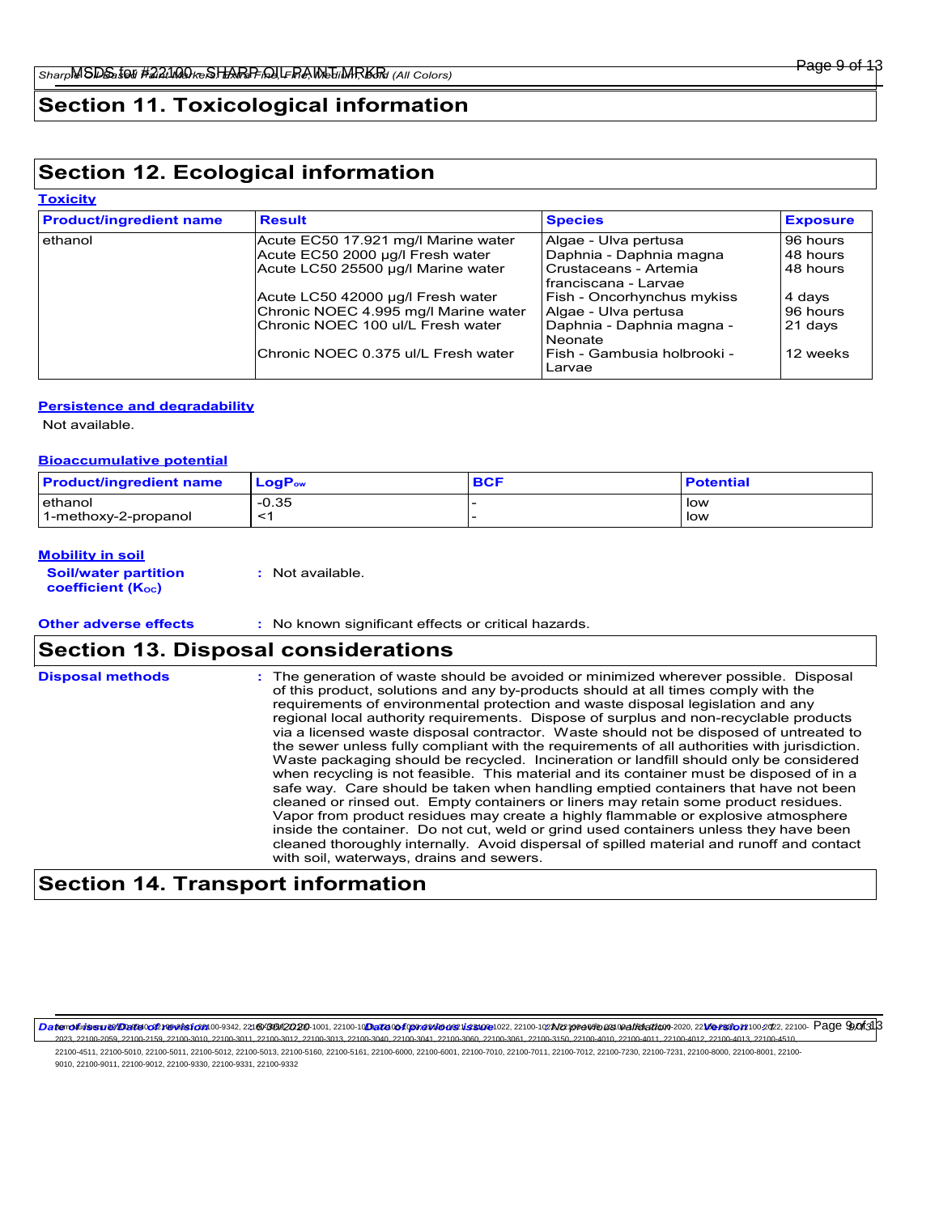## Section 11. Toxicological information

## Section 12. Ecological information

**Toxicity**

| Product/ingredient name | Result | Species | Exposure |
|---|---|---|---|
| ethanol | Acute EC50 17.921 mg/l Marine water | Algae - Ulva pertusa | 96 hours |
| | Acute EC50 2000 µg/l Fresh water | Daphnia - Daphnia magna | 48 hours |
| | Acute LC50 25500 µg/l Marine water | Crustaceans - Artemia franciscana - Larvae | 48 hours |
| | Acute LC50 42000 µg/l Fresh water | Fish - Oncorhynchus mykiss | 4 days |
| | Chronic NOEC 4.995 mg/l Marine water | Algae - Ulva pertusa | 96 hours |
| | Chronic NOEC 100 ul/L Fresh water | Daphnia - Daphnia magna - Neonate | 21 days |
| | Chronic NOEC 0.375 ul/L Fresh water | Fish - Gambusia holbrooki - Larvae | 12 weeks |

**Persistence and degradability**

Not available.

**Bioaccumulative potential**

| Product/ingredient name | $LogP_{ow}$ | BCF | Potential |
|---|---|---|---|
| ethanol | -0.35 | - | low |
| 1-methoxy-2-propanol | <1 | - | low |

**Mobility in soil**

**Soil/water partition coefficient ($K_{OC}$)** : Not available.

**Other adverse effects** : No known significant effects or critical hazards.

## Section 13. Disposal considerations

**Disposal methods** : The generation of waste should be avoided or minimized wherever possible. Disposal of this product, solutions and any by-products should at all times comply with the requirements of environmental protection and waste disposal legislation and any regional local authority requirements. Dispose of surplus and non-recyclable products via a licensed waste disposal contractor. Waste should not be disposed of untreated to the sewer unless fully compliant with the requirements of all authorities with jurisdiction. Waste packaging should be recycled. Incineration or landfill should only be considered when recycling is not feasible. This material and its container must be disposed of in a safe way. Care should be taken when handling emptied containers that have not been cleaned or rinsed out. Empty containers or liners may retain some product residues. Vapor from product residues may create a highly flammable or explosive atmosphere inside the container. Do not cut, weld or grind used containers unless they have been cleaned thoroughly internally. Avoid dispersal of spilled material and runoff and contact with soil, waterways, drains and sewers.

## Section 14. Transport information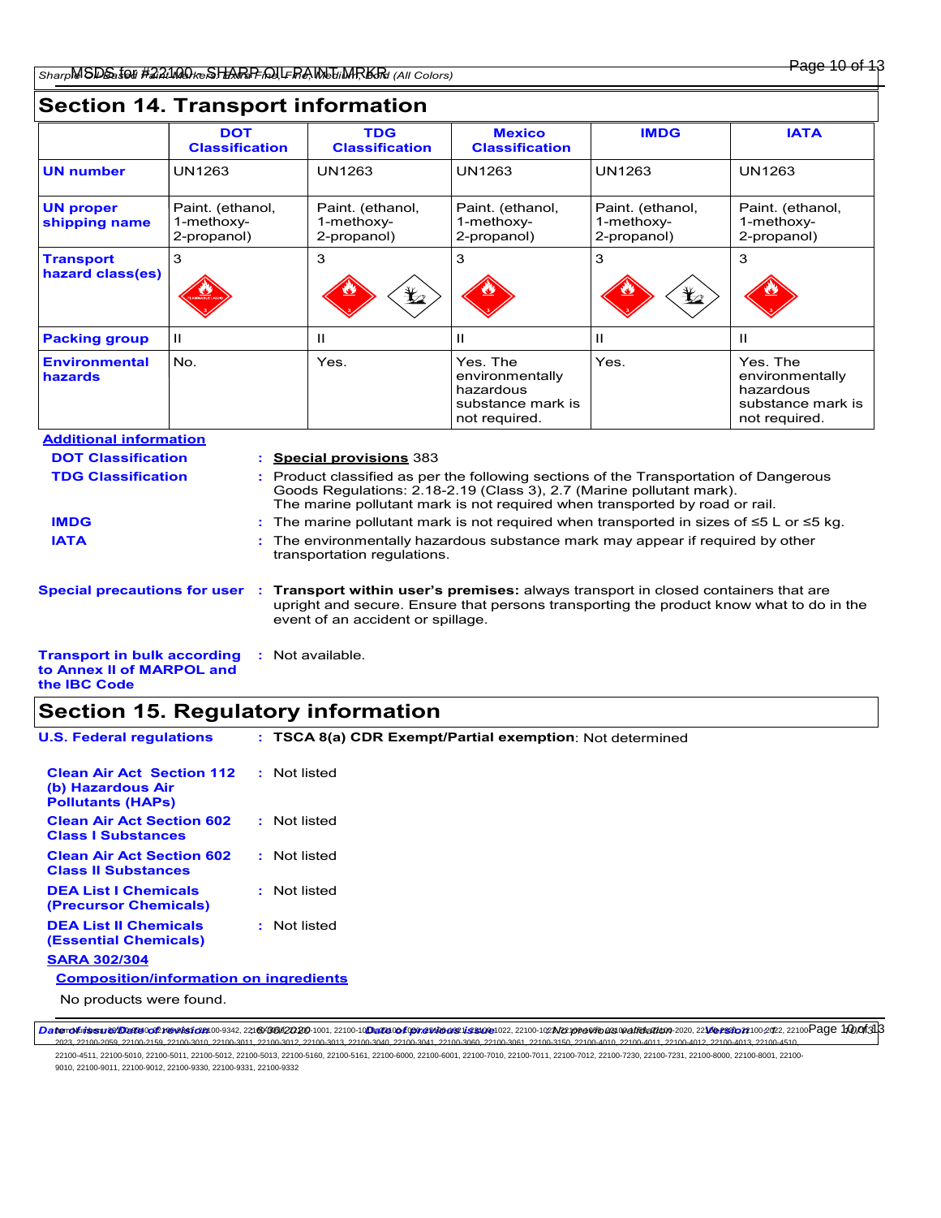## Section 14. Transport information

| | DOT Classification | TDG Classification | Mexico Classification | IMDG | IATA |
|---|---|---|---|---|---|
| **UN number** | UN1263 | UN1263 | UN1263 | UN1263 | UN1263 |
| **UN proper shipping name** | Paint. (ethanol, 1-methoxy-2-propanol) | Paint. (ethanol, 1-methoxy-2-propanol) | Paint. (ethanol, 1-methoxy-2-propanol) | Paint. (ethanol, 1-methoxy-2-propanol) | Paint. (ethanol, 1-methoxy-2-propanol) |
| **Transport hazard class(es)** | 3 | 3 | 3 | 3 | 3 |
| **Packing group** | II | II | II | II | II |
| **Environmental hazards** | No. | Yes. | Yes. The environmentally hazardous substance mark is not required. | Yes. | Yes. The environmentally hazardous substance mark is not required. |

**Additional information**

**DOT Classification** : **Special provisions** 383

**TDG Classification** : Product classified as per the following sections of the Transportation of Dangerous Goods Regulations: 2.18-2.19 (Class 3), 2.7 (Marine pollutant mark). The marine pollutant mark is not required when transported by road or rail.

**IMDG** : The marine pollutant mark is not required when transported in sizes of ≤5 L or ≤5 kg.

**IATA** : The environmentally hazardous substance mark may appear if required by other transportation regulations.

**Special precautions for user** : **Transport within user's premises:** always transport in closed containers that are upright and secure. Ensure that persons transporting the product know what to do in the event of an accident or spillage.

**Transport in bulk according to Annex II of MARPOL and the IBC Code** : Not available.

## Section 15. Regulatory information

**U.S. Federal regulations** : **TSCA 8(a) CDR Exempt/Partial exemption**: Not determined

**Clean Air Act Section 112 (b) Hazardous Air Pollutants (HAPs)** : Not listed

**Clean Air Act Section 602 Class I Substances** : Not listed

**Clean Air Act Section 602 Class II Substances** : Not listed

**DEA List I Chemicals (Precursor Chemicals)** : Not listed

**DEA List II Chemicals (Essential Chemicals)** : Not listed

**SARA 302/304**

**Composition/information on ingredients**

No products were found.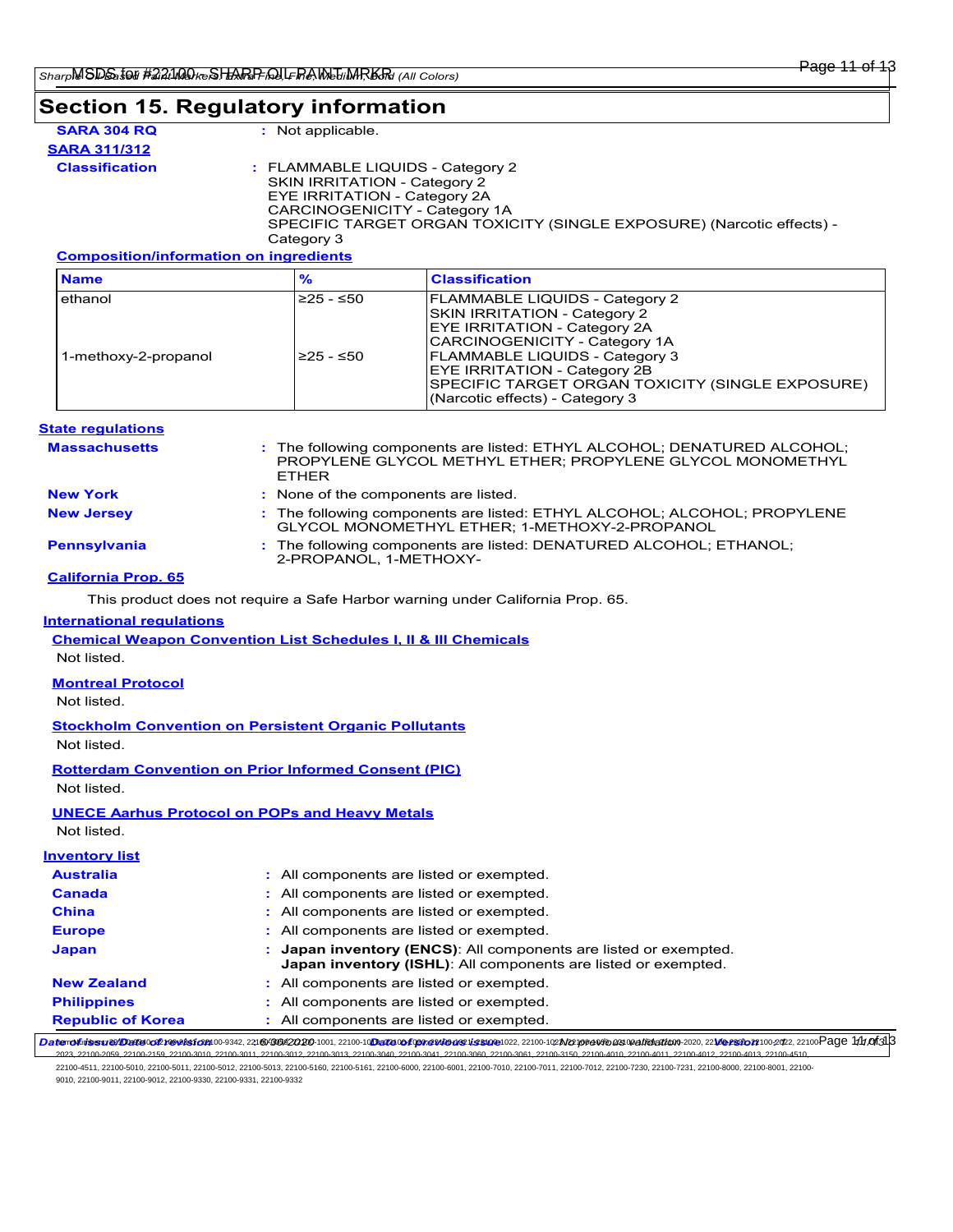## Section 15. Regulatory information

**SARA 304 RQ** : Not applicable.

**SARA 311/312**

**Classification** : FLAMMABLE LIQUIDS - Category 2
SKIN IRRITATION - Category 2
EYE IRRITATION - Category 2A
CARCINOGENICITY - Category 1A
SPECIFIC TARGET ORGAN TOXICITY (SINGLE EXPOSURE) (Narcotic effects) - Category 3

**Composition/information on ingredients**

| Name | % | Classification |
|---|---|---|
| ethanol | ≥25 - ≤50 | FLAMMABLE LIQUIDS - Category 2<br>SKIN IRRITATION - Category 2<br>EYE IRRITATION - Category 2A<br>CARCINOGENICITY - Category 1A |
| 1-methoxy-2-propanol | ≥25 - ≤50 | FLAMMABLE LIQUIDS - Category 3<br>EYE IRRITATION - Category 2B<br>SPECIFIC TARGET ORGAN TOXICITY (SINGLE EXPOSURE) (Narcotic effects) - Category 3 |

**State regulations**

**Massachusetts** : The following components are listed: ETHYL ALCOHOL; DENATURED ALCOHOL; PROPYLENE GLYCOL METHYL ETHER; PROPYLENE GLYCOL MONOMETHYL ETHER

**New York** : None of the components are listed.

**New Jersey** : The following components are listed: ETHYL ALCOHOL; ALCOHOL; PROPYLENE GLYCOL MONOMETHYL ETHER; 1-METHOXY-2-PROPANOL

**Pennsylvania** : The following components are listed: DENATURED ALCOHOL; ETHANOL; 2-PROPANOL, 1-METHOXY-

**California Prop. 65**

This product does not require a Safe Harbor warning under California Prop. 65.

**International regulations**

**Chemical Weapon Convention List Schedules I, II & III Chemicals**

Not listed.

**Montreal Protocol**

Not listed.

**Stockholm Convention on Persistent Organic Pollutants**

Not listed.

**Rotterdam Convention on Prior Informed Consent (PIC)**

Not listed.

**UNECE Aarhus Protocol on POPs and Heavy Metals**

Not listed.

**Inventory list**

**Australia** : All components are listed or exempted.

**Canada** : All components are listed or exempted.

**China** : All components are listed or exempted.

**Europe** : All components are listed or exempted.

**Japan** : **Japan inventory (ENCS)**: All components are listed or exempted.
**Japan inventory (ISHL)**: All components are listed or exempted.

**New Zealand** : All components are listed or exempted.

**Philippines** : All components are listed or exempted.

**Republic of Korea** : All components are listed or exempted.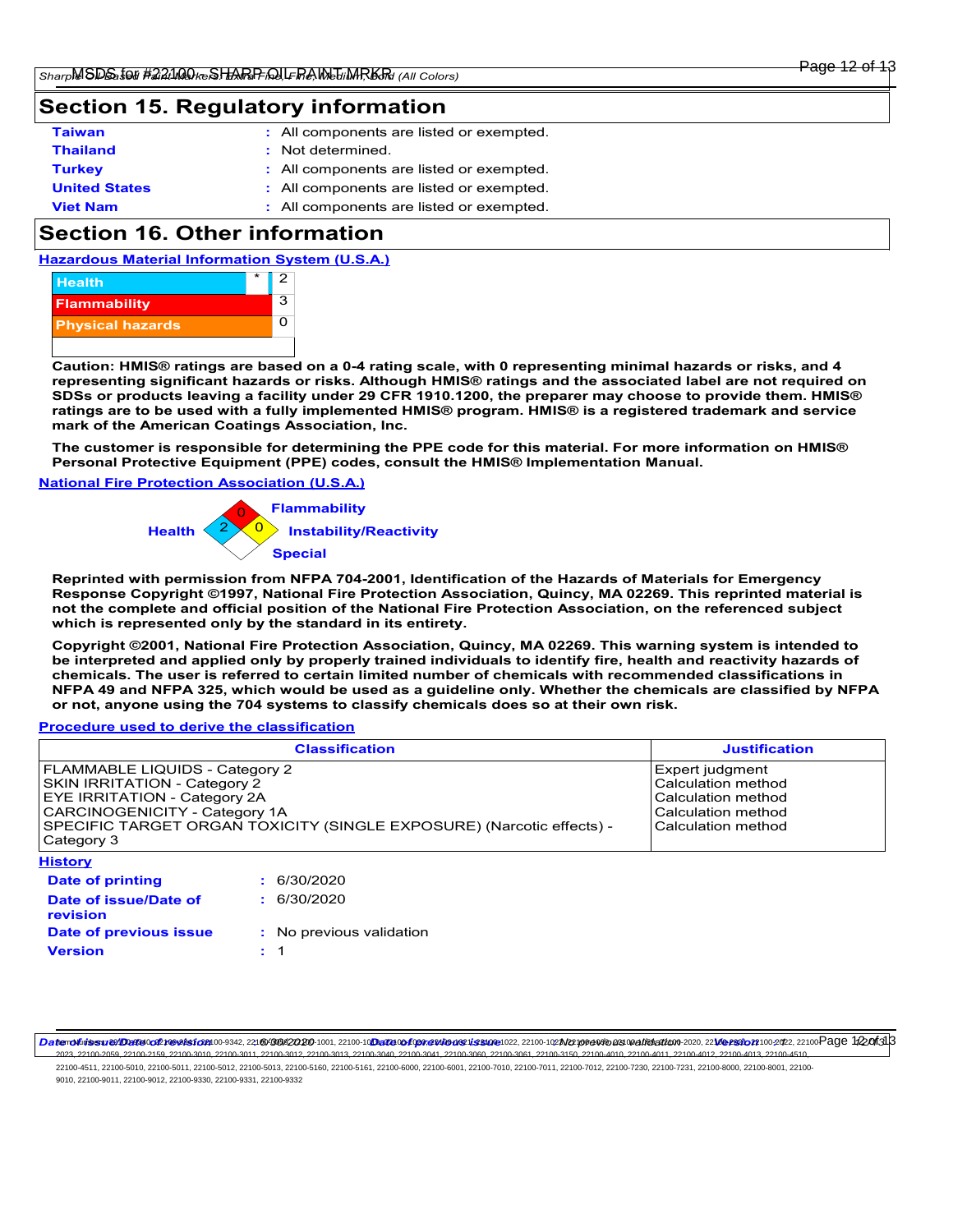## Section 15. Regulatory information

| | | |
|---|---|---|
| **Taiwan** | : | All components are listed or exempted. |
| **Thailand** | : | Not determined. |
| **Turkey** | : | All components are listed or exempted. |
| **United States** | : | All components are listed or exempted. |
| **Viet Nam** | : | All components are listed or exempted. |

## Section 16. Other information

**Hazardous Material Information System (U.S.A.)**

| | | |
|---|---|---|
| Health | * | 2 |
| Flammability | | 3 |
| Physical hazards | | 0 |

**Caution: HMIS® ratings are based on a 0-4 rating scale, with 0 representing minimal hazards or risks, and 4 representing significant hazards or risks. Although HMIS® ratings and the associated label are not required on SDSs or products leaving a facility under 29 CFR 1910.1200, the preparer may choose to provide them. HMIS® ratings are to be used with a fully implemented HMIS® program. HMIS® is a registered trademark and service mark of the American Coatings Association, Inc.**

**The customer is responsible for determining the PPE code for this material. For more information on HMIS® Personal Protective Equipment (PPE) codes, consult the HMIS® Implementation Manual.**

**National Fire Protection Association (U.S.A.)**

Flammability: 0
Health: 2
Instability/Reactivity: 0
Special

**Reprinted with permission from NFPA 704-2001, Identification of the Hazards of Materials for Emergency Response Copyright ©1997, National Fire Protection Association, Quincy, MA 02269. This reprinted material is not the complete and official position of the National Fire Protection Association, on the referenced subject which is represented only by the standard in its entirety.**

**Copyright ©2001, National Fire Protection Association, Quincy, MA 02269. This warning system is intended to be interpreted and applied only by properly trained individuals to identify fire, health and reactivity hazards of chemicals. The user is referred to certain limited number of chemicals with recommended classifications in NFPA 49 and NFPA 325, which would be used as a guideline only. Whether the chemicals are classified by NFPA or not, anyone using the 704 systems to classify chemicals does so at their own risk.**

**Procedure used to derive the classification**

| Classification | Justification |
|---|---|
| FLAMMABLE LIQUIDS - Category 2 | Expert judgment |
| SKIN IRRITATION - Category 2 | Calculation method |
| EYE IRRITATION - Category 2A | Calculation method |
| CARCINOGENICITY - Category 1A | Calculation method |
| SPECIFIC TARGET ORGAN TOXICITY (SINGLE EXPOSURE) (Narcotic effects) - Category 3 | Calculation method |

**History**

| | | |
|---|---|---|
| **Date of printing** | : | 6/30/2020 |
| **Date of issue/Date of revision** | : | 6/30/2020 |
| **Date of previous issue** | : | No previous validation |
| **Version** | : | 1 |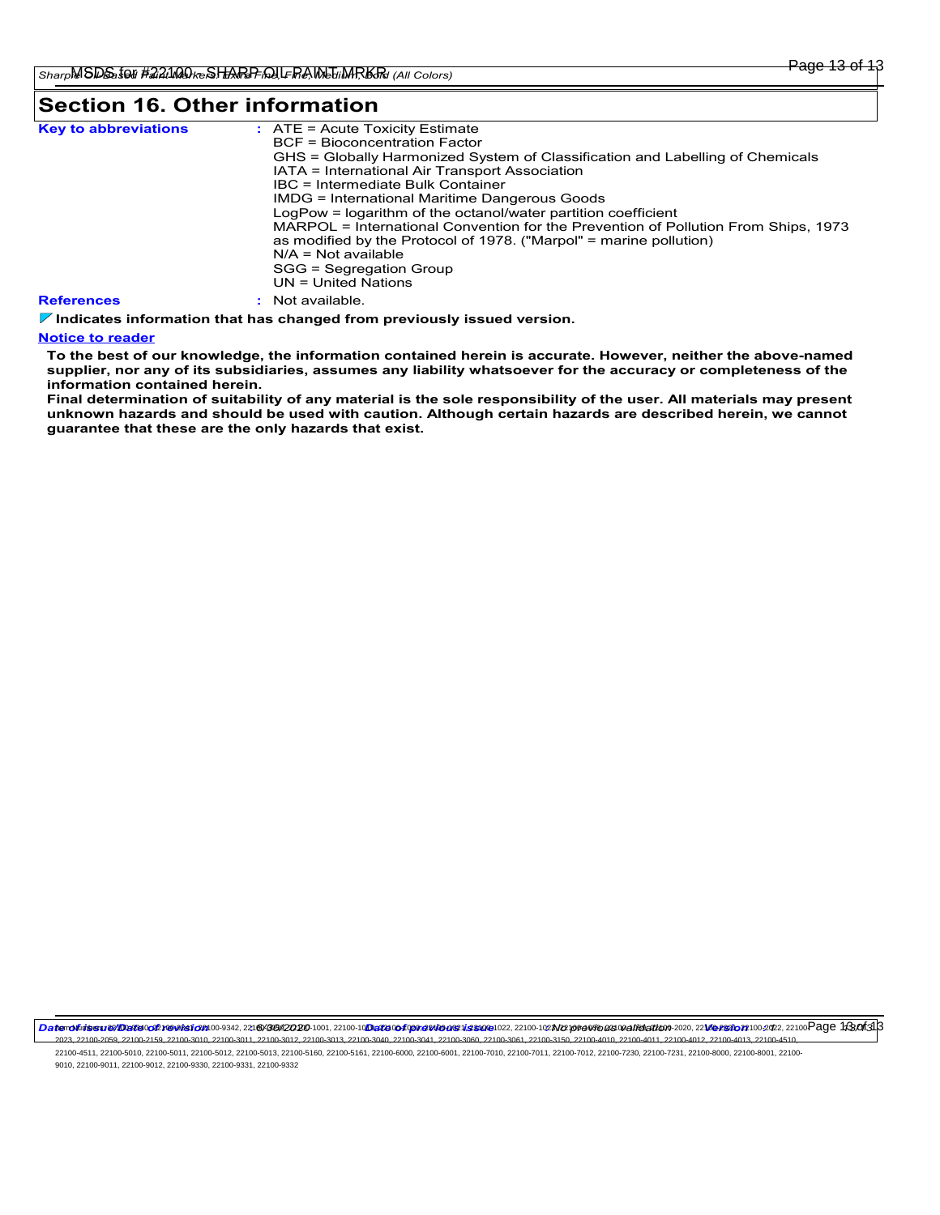## Section 16. Other information

**Key to abbreviations** : ATE = Acute Toxicity Estimate
BCF = Bioconcentration Factor
GHS = Globally Harmonized System of Classification and Labelling of Chemicals
IATA = International Air Transport Association
IBC = Intermediate Bulk Container
IMDG = International Maritime Dangerous Goods
LogPow = logarithm of the octanol/water partition coefficient
MARPOL = International Convention for the Prevention of Pollution From Ships, 1973 as modified by the Protocol of 1978. ("Marpol" = marine pollution)
N/A = Not available
SGG = Segregation Group
UN = United Nations

**References** : Not available.

**Indicates information that has changed from previously issued version.**

**Notice to reader**

**To the best of our knowledge, the information contained herein is accurate. However, neither the above-named supplier, nor any of its subsidiaries, assumes any liability whatsoever for the accuracy or completeness of the information contained herein.**

**Final determination of suitability of any material is the sole responsibility of the user. All materials may present unknown hazards and should be used with caution. Although certain hazards are described herein, we cannot guarantee that these are the only hazards that exist.**